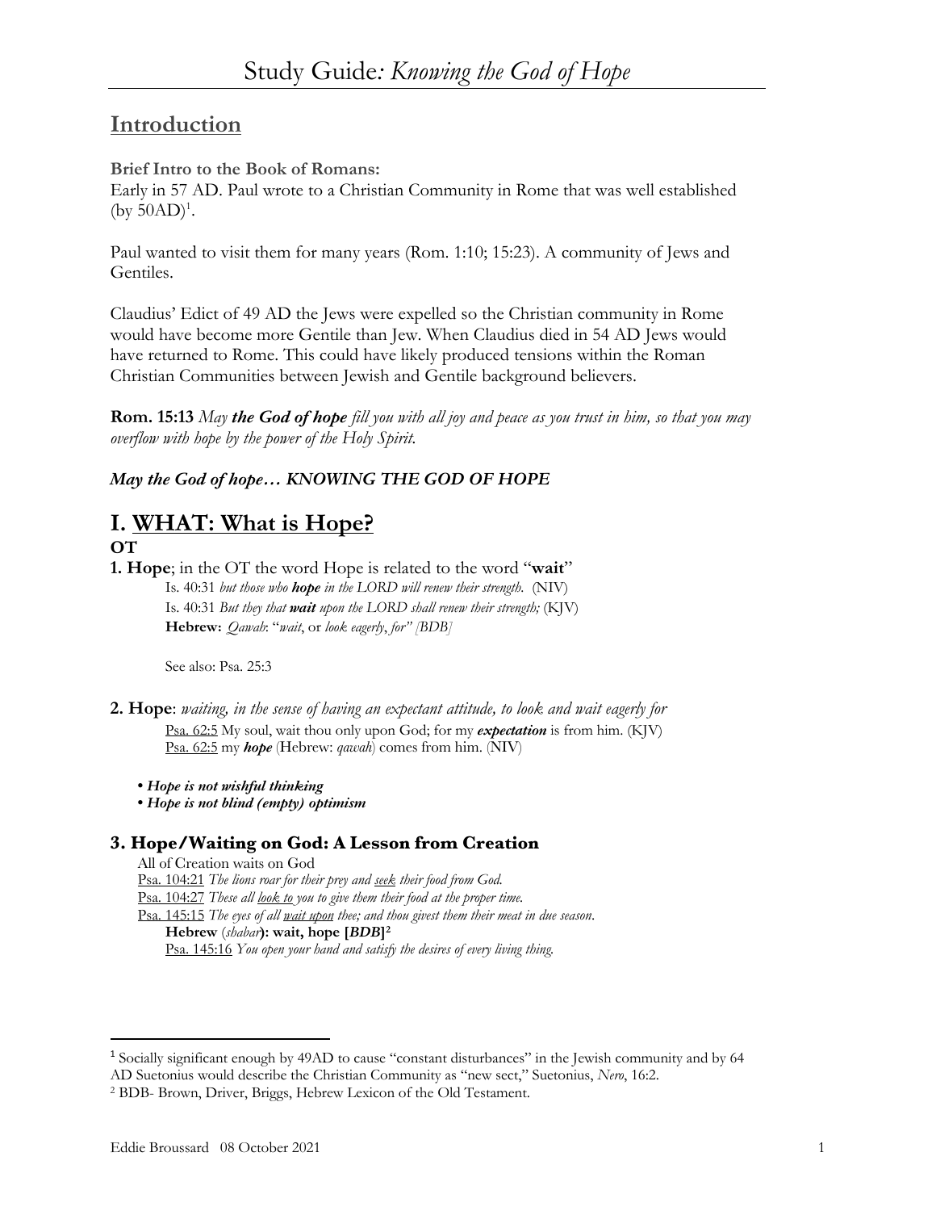# Study Guide: *Knowing the God of Hope*

## Introduction

**Brief Intro to the Book of Romans:**
Early in 57 AD. Paul wrote to a Christian Community in Rome that was well established (by 50AD)[1].

Paul wanted to visit them for many years (Rom. 1:10; 15:23). A community of Jews and Gentiles.

Claudius' Edict of 49 AD the Jews were expelled so the Christian community in Rome would have become more Gentile than Jew. When Claudius died in 54 AD Jews would have returned to Rome. This could have likely produced tensions within the Roman Christian Communities between Jewish and Gentile background believers.

**Rom. 15:13** *May **the God of hope** fill you with all joy and peace as you trust in him, so that you may overflow with hope by the power of the Holy Spirit.*

***May the God of hope… KNOWING THE GOD OF HOPE***

# I. WHAT: What is Hope?

**OT**

**1. Hope**; in the OT the word Hope is related to the word "**wait**"

Is. 40:31 *but those who **hope** in the LORD will renew their strength.* (NIV)
Is. 40:31 *But they that **wait** upon the LORD shall renew their strength;* (KJV)
**Hebrew:** *Qawah*: "*wait*, or *look eagerly*, *for" [BDB]*

See also: Psa. 25:3

**2. Hope**: *waiting, in the sense of having an expectant attitude, to look and wait eagerly for*

Psa. 62:5 My soul, wait thou only upon God; for my ***expectation*** is from him. (KJV)
Psa. 62:5 my ***hope*** (Hebrew: *qawah*) comes from him. (NIV)

- ***Hope is not wishful thinking***
- ***Hope is not blind (empty) optimism***

### 3. Hope/Waiting on God: A Lesson from Creation

All of Creation waits on God
Psa. 104:21 *The lions roar for their prey and seek their food from God.*
Psa. 104:27 *These all look to you to give them their food at the proper time.*
Psa. 145:15 *The eyes of all wait upon thee; and thou givest them their meat in due season.*
**Hebrew** (*shabar*)**: wait, hope [*BDB*]**[2]
Psa. 145:16 *You open your hand and satisfy the desires of every living thing.*

---

[1] Socially significant enough by 49AD to cause "constant disturbances" in the Jewish community and by 64 AD Suetonius would describe the Christian Community as "new sect," Suetonius, *Nero*, 16:2.

[2] BDB- Brown, Driver, Briggs, Hebrew Lexicon of the Old Testament.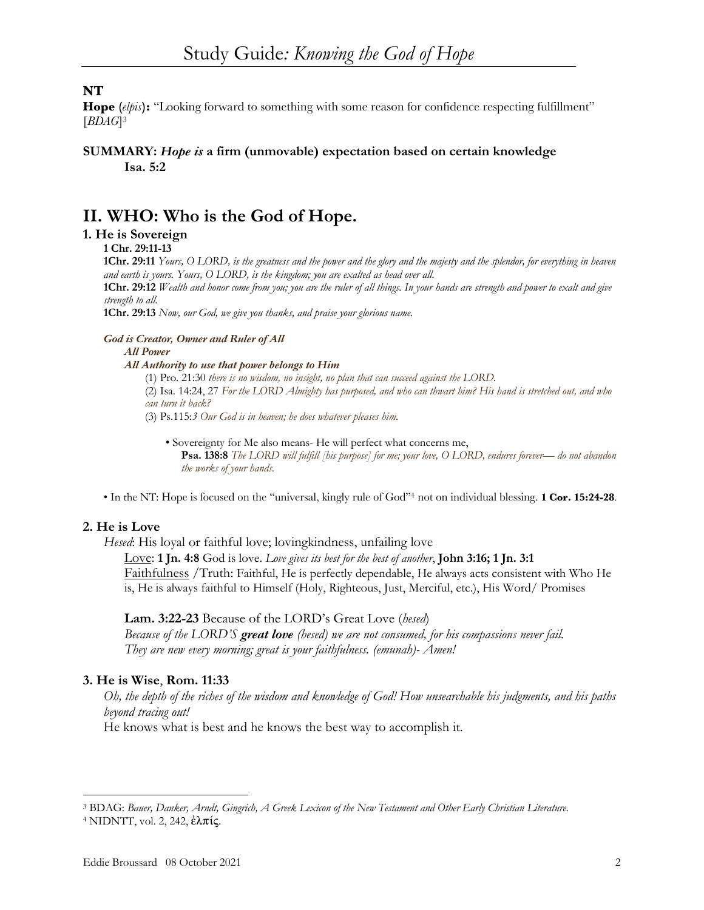**NT**

**Hope** (*elpis*)**:** "Looking forward to something with some reason for confidence respecting fulfillment" [*BDAG*][3]

**SUMMARY:** ***Hope is*** **a firm (unmovable) expectation based on certain knowledge**

**Isa. 5:2**

## II. WHO: Who is the God of Hope.

### 1. He is Sovereign

**1 Chr. 29:11-13**

**1Chr. 29:11** *Yours, O LORD, is the greatness and the power and the glory and the majesty and the splendor, for everything in heaven and earth is yours. Yours, O LORD, is the kingdom; you are exalted as head over all.*

**1Chr. 29:12** *Wealth and honor come from you; you are the ruler of all things. In your hands are strength and power to exalt and give strength to all.*

**1Chr. 29:13** *Now, our God, we give you thanks, and praise your glorious name.*

***God is Creator, Owner and Ruler of All***

***All Power***

***All Authority to use that power belongs to Him***

(1) Pro. 21:30 *there is no wisdom, no insight, no plan that can succeed against the LORD.*

(2) Isa. 14:24, 27 *For the LORD Almighty has purposed, and who can thwart him? His hand is stretched out, and who can turn it back?*

(3) Ps.115:*3 Our God is in heaven; he does whatever pleases him.*

- Sovereignty for Me also means- He will perfect what concerns me,
  **Psa. 138:8** *The LORD will fulfill [his purpose] for me; your love, O LORD, endures forever— do not abandon the works of your hands.*

- In the NT: Hope is focused on the "universal, kingly rule of God"[4] not on individual blessing. **1 Cor. 15:24-28**.

### 2. He is Love

*Hesed*: His loyal or faithful love; lovingkindness, unfailing love

Love: **1 Jn. 4:8** God is love. *Love gives its best for the best of another*, **John 3:16; 1 Jn. 3:1**

Faithfulness /Truth: Faithful, He is perfectly dependable, He always acts consistent with Who He is, He is always faithful to Himself (Holy, Righteous, Just, Merciful, etc.), His Word/ Promises

**Lam. 3:22-23** Because of the LORD's Great Love (*hesed*)

*Because of the LORD'S **great love** (hesed) we are not consumed, for his compassions never fail. They are new every morning; great is your faithfulness. (emunah)- Amen!*

### 3. He is Wise, Rom. 11:33

*Oh, the depth of the riches of the wisdom and knowledge of God! How unsearchable his judgments, and his paths beyond tracing out!*

He knows what is best and he knows the best way to accomplish it.

---

[3] BDAG: *Bauer, Danker, Arndt, Gingrich, A Greek Lexicon of the New Testament and Other Early Christian Literature.*

[4] NIDNTT, vol. 2, 242, ἐλπίς.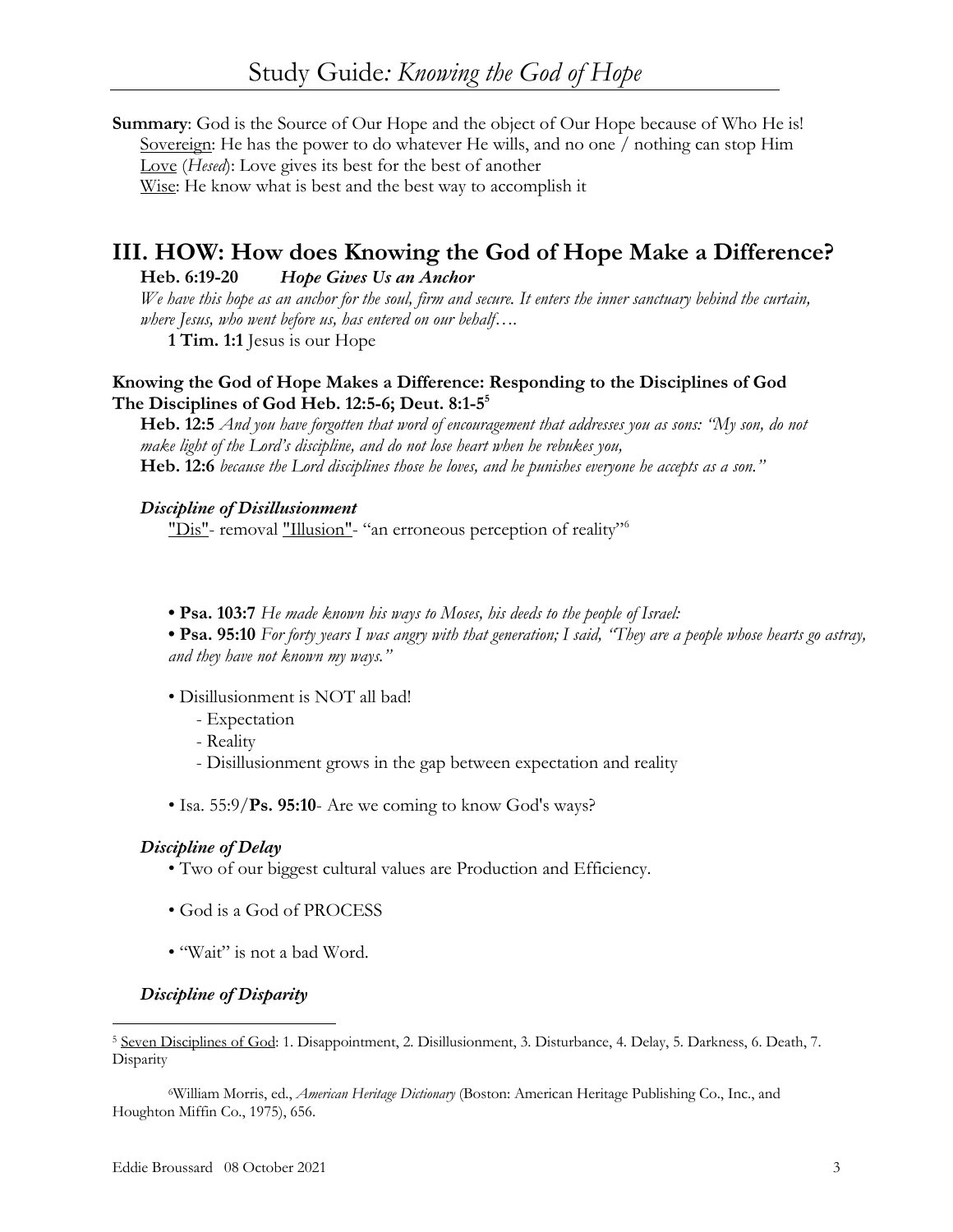**Summary**: God is the Source of Our Hope and the object of Our Hope because of Who He is!

Sovereign: He has the power to do whatever He wills, and no one / nothing can stop Him

Love (*Hesed*): Love gives its best for the best of another

Wise: He know what is best and the best way to accomplish it

## III. HOW: How does Knowing the God of Hope Make a Difference?

**Heb. 6:19-20** ***Hope Gives Us an Anchor***

*We have this hope as an anchor for the soul, firm and secure. It enters the inner sanctuary behind the curtain, where Jesus, who went before us, has entered on our behalf….*

**1 Tim. 1:1** Jesus is our Hope

**Knowing the God of Hope Makes a Difference: Responding to the Disciplines of God**
**The Disciplines of God Heb. 12:5-6; Deut. 8:1-5**[5]

**Heb. 12:5** *And you have forgotten that word of encouragement that addresses you as sons: "My son, do not make light of the Lord's discipline, and do not lose heart when he rebukes you,*

**Heb. 12:6** *because the Lord disciplines those he loves, and he punishes everyone he accepts as a son."*

***Discipline of Disillusionment***

"Dis"- removal "Illusion"- "an erroneous perception of reality"[6]

- **Psa. 103:7** *He made known his ways to Moses, his deeds to the people of Israel:*
- **Psa. 95:10** *For forty years I was angry with that generation; I said, "They are a people whose hearts go astray, and they have not known my ways."*

- Disillusionment is NOT all bad!
  - Expectation
  - Reality
  - Disillusionment grows in the gap between expectation and reality

- Isa. 55:9/**Ps. 95:10**- Are we coming to know God's ways?

***Discipline of Delay***

- Two of our biggest cultural values are Production and Efficiency.

- God is a God of PROCESS

- "Wait" is not a bad Word.

***Discipline of Disparity***

---

[5] Seven Disciplines of God: 1. Disappointment, 2. Disillusionment, 3. Disturbance, 4. Delay, 5. Darkness, 6. Death, 7. Disparity

[6] William Morris, ed., *American Heritage Dictionary* (Boston: American Heritage Publishing Co., Inc., and Houghton Mifflin Co., 1975), 656.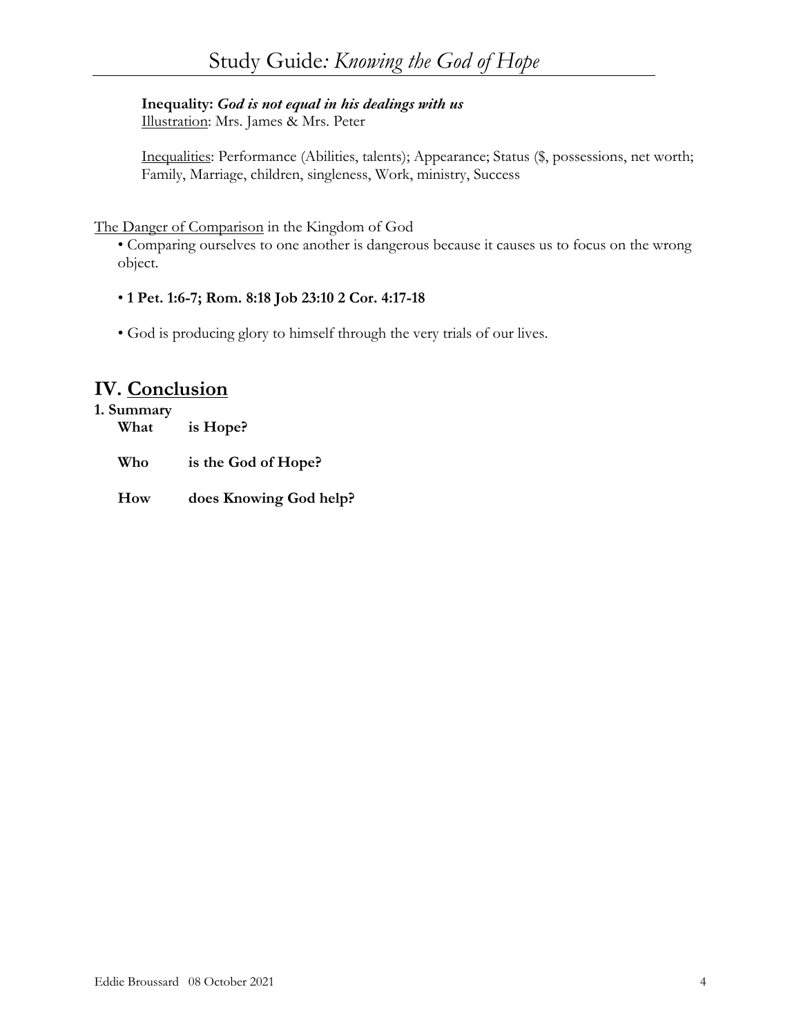**Inequality:** ***God is not equal in his dealings with us***
Illustration: Mrs. James & Mrs. Peter

Inequalities: Performance (Abilities, talents); Appearance; Status ($, possessions, net worth; Family, Marriage, children, singleness, Work, ministry, Success

The Danger of Comparison in the Kingdom of God

- Comparing ourselves to one another is dangerous because it causes us to focus on the wrong object.
- **1 Pet. 1:6-7; Rom. 8:18 Job 23:10 2 Cor. 4:17-18**
- God is producing glory to himself through the very trials of our lives.

## IV. Conclusion

**1. Summary**

**What** **is Hope?**

**Who** **is the God of Hope?**

**How** **does Knowing God help?**